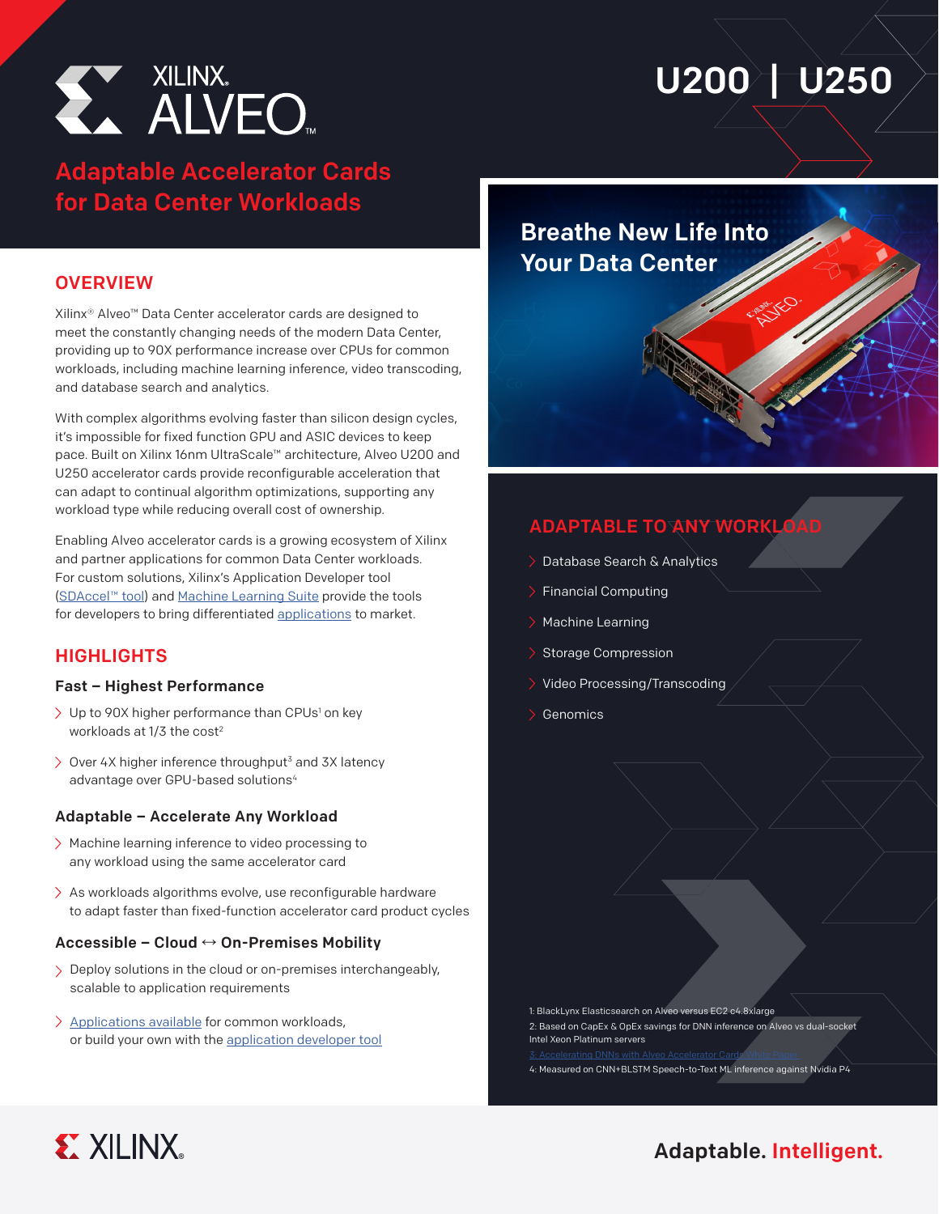# XILINX ALVEO™

# U200 | U250

## Adaptable Accelerator Cards for Data Center Workloads

## OVERVIEW

Xilinx® Alveo™ Data Center accelerator cards are designed to meet the constantly changing needs of the modern Data Center, providing up to 90X performance increase over CPUs for common workloads, including machine learning inference, video transcoding, and database search and analytics.

With complex algorithms evolving faster than silicon design cycles, it's impossible for fixed function GPU and ASIC devices to keep pace. Built on Xilinx 16nm UltraScale™ architecture, Alveo U200 and U250 accelerator cards provide reconfigurable acceleration that can adapt to continual algorithm optimizations, supporting any workload type while reducing overall cost of ownership.

Enabling Alveo accelerator cards is a growing ecosystem of Xilinx and partner applications for common Data Center workloads. For custom solutions, Xilinx's Application Developer tool (SDAccel™ tool) and Machine Learning Suite provide the tools for developers to bring differentiated applications to market.

## HIGHLIGHTS

### Fast – Highest Performance

- Up to 90X higher performance than CPUs[1] on key workloads at 1/3 the cost[2]
- Over 4X higher inference throughput[3] and 3X latency advantage over GPU-based solutions[4]

### Adaptable – Accelerate Any Workload

- Machine learning inference to video processing to any workload using the same accelerator card
- As workloads algorithms evolve, use reconfigurable hardware to adapt faster than fixed-function accelerator card product cycles

### Accessible – Cloud ↔ On-Premises Mobility

- Deploy solutions in the cloud or on-premises interchangeably, scalable to application requirements
- Applications available for common workloads, or build your own with the application developer tool

## Breathe New Life Into Your Data Center

## ADAPTABLE TO ANY WORKLOAD

- Database Search & Analytics
- Financial Computing
- Machine Learning
- Storage Compression
- Video Processing/Transcoding
- Genomics

1: BlackLynx Elasticsearch on Alveo versus EC2 c4.8xlarge
2: Based on CapEx & OpEx savings for DNN inference on Alveo vs dual-socket Intel Xeon Platinum servers
3: Accelerating DNNs with Alveo Accelerator Cards White Paper
4: Measured on CNN+BLSTM Speech-to-Text ML inference against Nvidia P4

XILINX. Adaptable. Intelligent.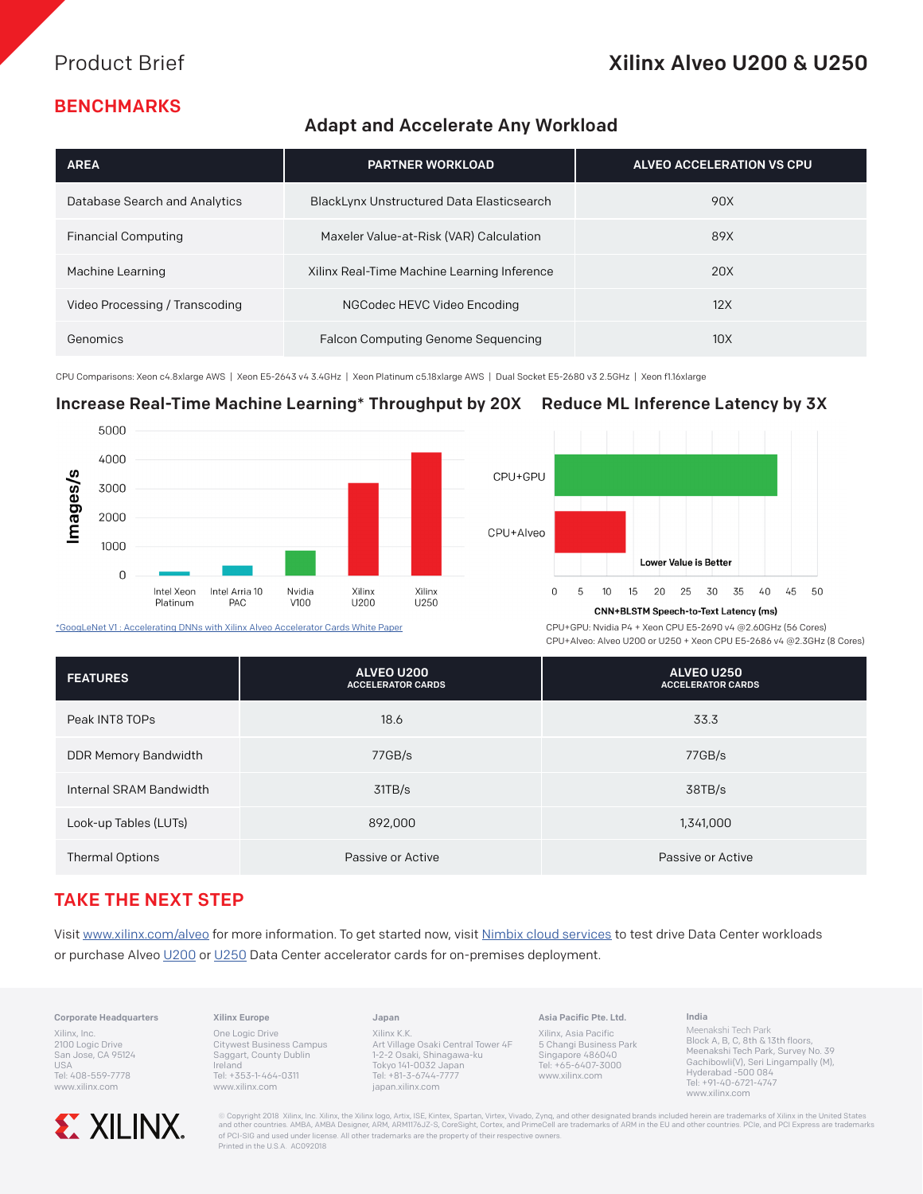## BENCHMARKS

### Adapt and Accelerate Any Workload

| AREA | PARTNER WORKLOAD | ALVEO ACCELERATION VS CPU |
|---|---|---|
| Database Search and Analytics | BlackLynx Unstructured Data Elasticsearch | 90X |
| Financial Computing | Maxeler Value-at-Risk (VaR) Calculation | 89X |
| Machine Learning | Xilinx Real-Time Machine Learning Inference | 20X |
| Video Processing / Transcoding | NGCodec HEVC Video Encoding | 12X |
| Genomics | Falcon Computing Genome Sequencing | 10X |

CPU Comparisons: Xeon c4.8xlarge AWS | Xeon E5-2643 v4 3.4GHz | Xeon Platinum c5.18xlarge AWS | Dual Socket E5-2680 v3 2.5GHz | Xeon f1.16xlarge

### Increase Real-Time Machine Learning* Throughput by 20X

Images/s

5000
4000
3000
2000
1000
0

Intel Xeon Platinum
Intel Arria 10 PAC
Nvidia V100
Xilinx U200
Xilinx U250

*GoogLeNet V1 : Accelerating DNNs with Xilinx Alveo Accelerator Cards White Paper

### Reduce ML Inference Latency by 3X

CPU+GPU
CPU+Alveo

Lower Value is Better

0 5 10 15 20 25 30 35 40 45 50

CNN+BLSTM Speech-to-Text Latency (ms)

CPU+GPU: Nvidia P4 + Xeon CPU E5-2690 v4 @2.60GHz (56 Cores)
CPU+Alveo: Alveo U200 or U250 + Xeon CPU E5-2686 v4 @2.3GHz (8 Cores)

| FEATURES | ALVEO U200 ACCELERATOR CARDS | ALVEO U250 ACCELERATOR CARDS |
|---|---|---|
| Peak INT8 TOPs | 18.6 | 33.3 |
| DDR Memory Bandwidth | 77GB/s | 77GB/s |
| Internal SRAM Bandwidth | 31TB/s | 38TB/s |
| Look-up Tables (LUTs) | 892,000 | 1,341,000 |
| Thermal Options | Passive or Active | Passive or Active |

## TAKE THE NEXT STEP

Visit www.xilinx.com/alveo for more information. To get started now, visit Nimbix cloud services to test drive Data Center workloads or purchase Alveo U200 or U250 Data Center accelerator cards for on-premises deployment.

**Corporate Headquarters**
Xilinx, Inc.
2100 Logic Drive
San Jose, CA 95124
USA
Tel: 408-559-7778
www.xilinx.com

**Xilinx Europe**
One Logic Drive
Citywest Business Campus
Saggart, County Dublin
Ireland
Tel: +353-1-464-0311
www.xilinx.com

**Japan**
Xilinx K.K.
Art Village Osaki Central Tower 4F
1-2-2 Osaki, Shinagawa-ku
Tokyo 141-0032 Japan
Tel: +81-3-6744-7777
japan.xilinx.com

**Asia Pacific Pte. Ltd.**
Xilinx, Asia Pacific
5 Changi Business Park
Singapore 486040
Tel: +65-6407-3000
www.xilinx.com

**India**
Meenakshi Tech Park
Block A, B, C, 8th & 13th floors,
Meenakshi Tech Park, Survey No. 39
Gachibowli(V), Seri Lingampally (M),
Hyderabad -500 084
Tel: +91-40-6721-4747
www.xilinx.com

© Copyright 2018 Xilinx, Inc. Xilinx, the Xilinx logo, Artix, ISE, Kintex, Spartan, Virtex, Vivado, Zynq, and other designated brands included herein are trademarks of Xilinx in the United States and other countries. AMBA, AMBA Designer, ARM, ARM1176JZ-S, CoreSight, Cortex, and PrimeCell are trademarks of ARM in the EU and other countries. PCIe, and PCI Express are trademarks of PCI-SIG and used under license. All other trademarks are the property of their respective owners.
Printed in the U.S.A. AC092018